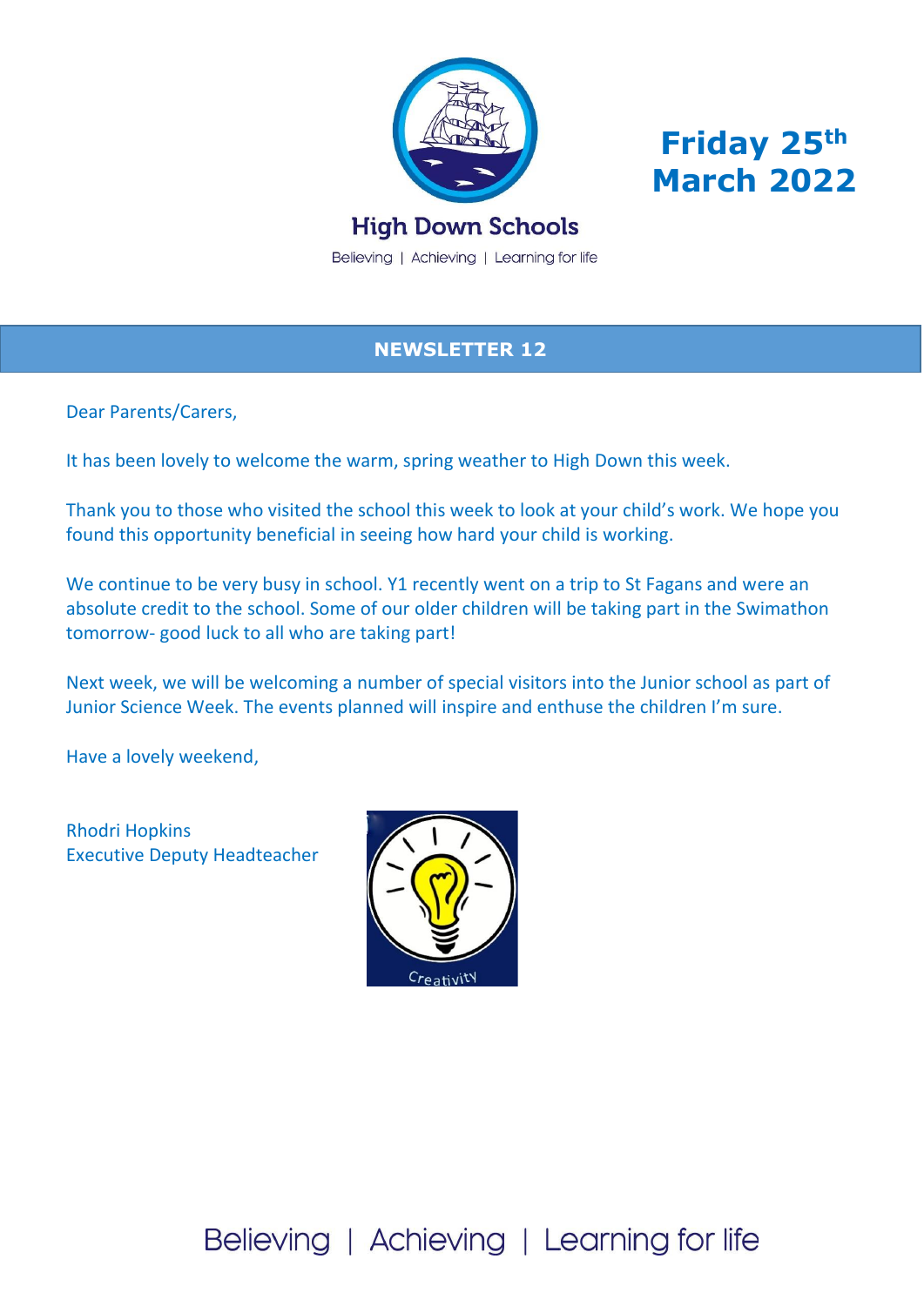# High Down Schools

Believing | Achieving | Learning for life

**Friday 25th March 2022**

## NEWSLETTER 12

Dear Parents/Carers,

It has been lovely to welcome the warm, spring weather to High Down this week.

Thank you to those who visited the school this week to look at your child's work. We hope you found this opportunity beneficial in seeing how hard your child is working.

We continue to be very busy in school. Y1 recently went on a trip to St Fagans and were an absolute credit to the school. Some of our older children will be taking part in the Swimathon tomorrow- good luck to all who are taking part!

Next week, we will be welcoming a number of special visitors into the Junior school as part of Junior Science Week. The events planned will inspire and enthuse the children I'm sure.

Have a lovely weekend,

Rhodri Hopkins
Executive Deputy Headteacher

Creativity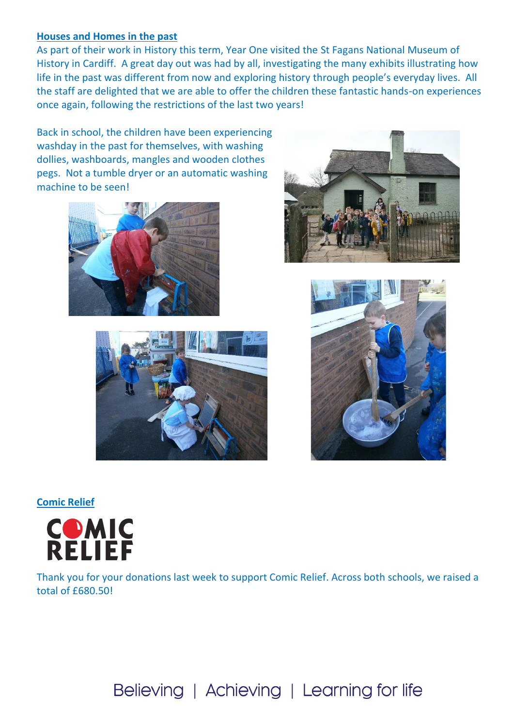## Houses and Homes in the past

As part of their work in History this term, Year One visited the St Fagans National Museum of History in Cardiff. A great day out was had by all, investigating the many exhibits illustrating how life in the past was different from now and exploring history through people's everyday lives. All the staff are delighted that we are able to offer the children these fantastic hands-on experiences once again, following the restrictions of the last two years!

Back in school, the children have been experiencing washday in the past for themselves, with washing dollies, washboards, mangles and wooden clothes pegs. Not a tumble dryer or an automatic washing machine to be seen!

## Comic Relief

Thank you for your donations last week to support Comic Relief. Across both schools, we raised a total of £680.50!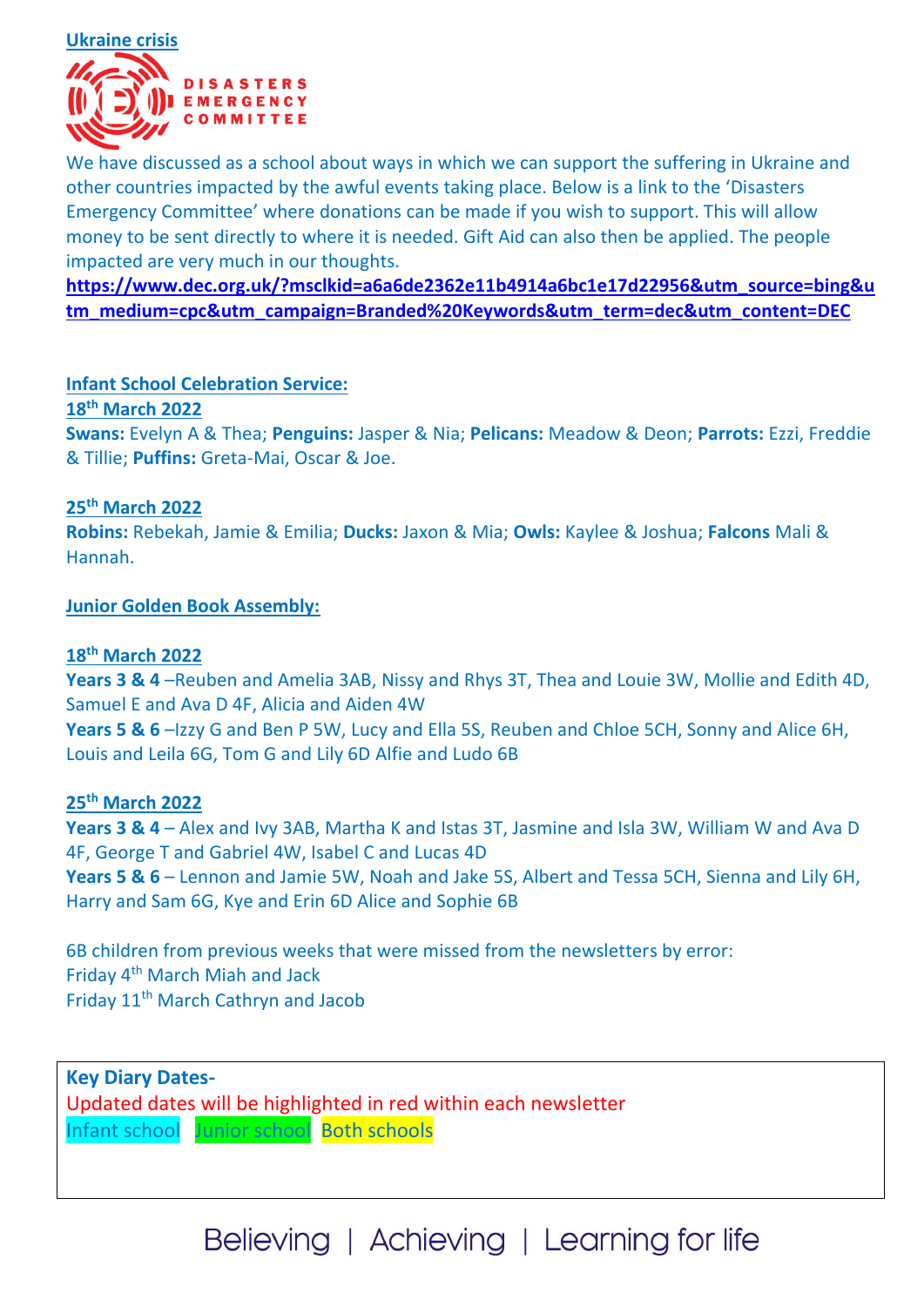## Ukraine crisis

DISASTERS EMERGENCY COMMITTEE

We have discussed as a school about ways in which we can support the suffering in Ukraine and other countries impacted by the awful events taking place. Below is a link to the 'Disasters Emergency Committee' where donations can be made if you wish to support. This will allow money to be sent directly to where it is needed. Gift Aid can also then be applied. The people impacted are very much in our thoughts.

**https://www.dec.org.uk/?msclkid=a6a6de2362e11b4914a6bc1e17d22956&utm_source=bing&utm_medium=cpc&utm_campaign=Branded%20Keywords&utm_term=dec&utm_content=DEC**

## Infant School Celebration Service:

### 18th March 2022

**Swans:** Evelyn A & Thea; **Penguins:** Jasper & Nia; **Pelicans:** Meadow & Deon; **Parrots:** Ezzi, Freddie & Tillie; **Puffins:** Greta-Mai, Oscar & Joe.

### 25th March 2022

**Robins:** Rebekah, Jamie & Emilia; **Ducks:** Jaxon & Mia; **Owls:** Kaylee & Joshua; **Falcons** Mali & Hannah.

## Junior Golden Book Assembly:

### 18th March 2022

**Years 3 & 4** –Reuben and Amelia 3AB, Nissy and Rhys 3T, Thea and Louie 3W, Mollie and Edith 4D, Samuel E and Ava D 4F, Alicia and Aiden 4W

**Years 5 & 6** –Izzy G and Ben P 5W, Lucy and Ella 5S, Reuben and Chloe 5CH, Sonny and Alice 6H, Louis and Leila 6G, Tom G and Lily 6D Alfie and Ludo 6B

### 25th March 2022

**Years 3 & 4** – Alex and Ivy 3AB, Martha K and Istas 3T, Jasmine and Isla 3W, William W and Ava D 4F, George T and Gabriel 4W, Isabel C and Lucas 4D

**Years 5 & 6** – Lennon and Jamie 5W, Noah and Jake 5S, Albert and Tessa 5CH, Sienna and Lily 6H, Harry and Sam 6G, Kye and Erin 6D Alice and Sophie 6B

6B children from previous weeks that were missed from the newsletters by error:
Friday 4th March Miah and Jack
Friday 11th March Cathryn and Jacob

**Key Diary Dates-**

Updated dates will be highlighted in red within each newsletter

Infant school   Junior school   Both schools

Believing | Achieving | Learning for life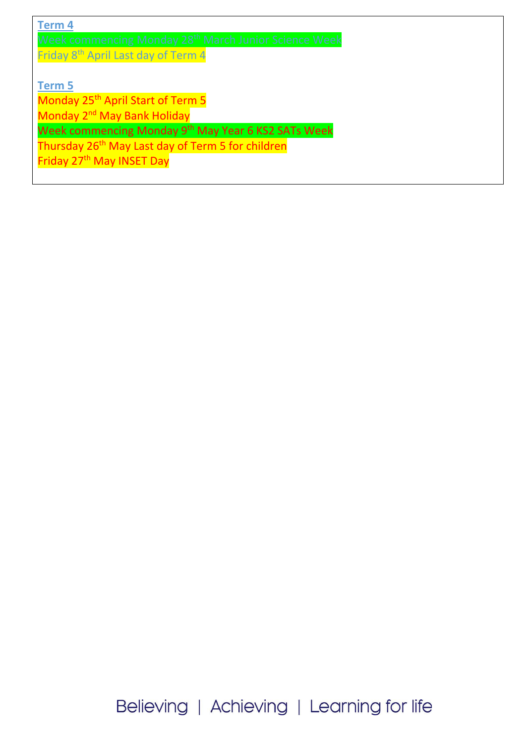**Term 4**

Week commencing Monday 28th March Junior Science Week

Friday 8th April Last day of Term 4

**Term 5**

Monday 25th April Start of Term 5

Monday 2nd May Bank Holiday

Week commencing Monday 9th May Year 6 KS2 SATs Week

Thursday 26th May Last day of Term 5 for children

Friday 27th May INSET Day

Believing | Achieving | Learning for life